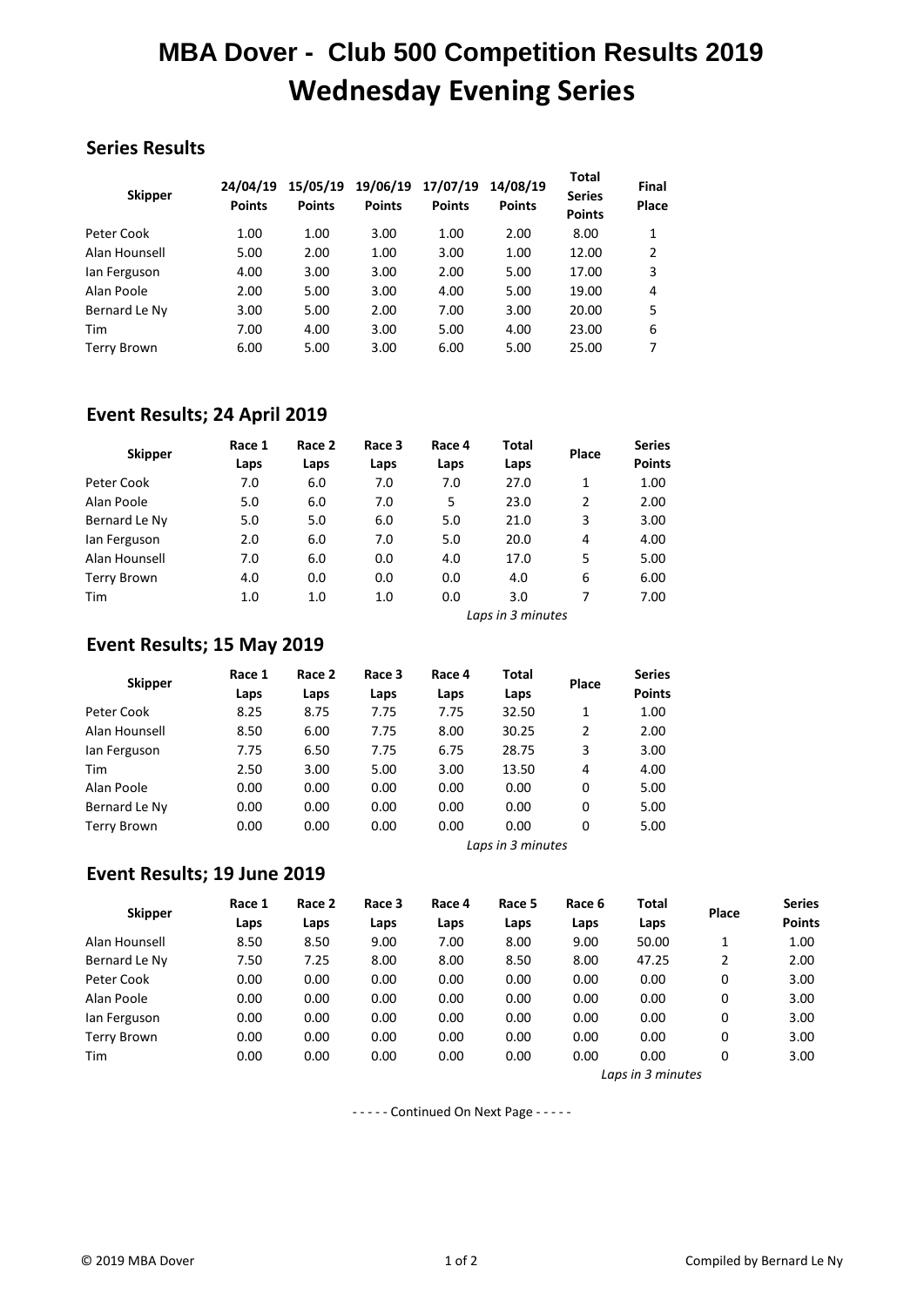# MBA Dover - Club 500 Competition Results 2019
# Wednesday Evening Series

## Series Results

| Skipper | 24/04/19 Points | 15/05/19 Points | 19/06/19 Points | 17/07/19 Points | 14/08/19 Points | Total Series Points | Final Place |
|---|---|---|---|---|---|---|---|
| Peter Cook | 1.00 | 1.00 | 3.00 | 1.00 | 2.00 | 8.00 | 1 |
| Alan Hounsell | 5.00 | 2.00 | 1.00 | 3.00 | 1.00 | 12.00 | 2 |
| Ian Ferguson | 4.00 | 3.00 | 3.00 | 2.00 | 5.00 | 17.00 | 3 |
| Alan Poole | 2.00 | 5.00 | 3.00 | 4.00 | 5.00 | 19.00 | 4 |
| Bernard Le Ny | 3.00 | 5.00 | 2.00 | 7.00 | 3.00 | 20.00 | 5 |
| Tim | 7.00 | 4.00 | 3.00 | 5.00 | 4.00 | 23.00 | 6 |
| Terry Brown | 6.00 | 5.00 | 3.00 | 6.00 | 5.00 | 25.00 | 7 |

## Event Results; 24 April 2019

| Skipper | Race 1 Laps | Race 2 Laps | Race 3 Laps | Race 4 Laps | Total Laps | Place | Series Points |
|---|---|---|---|---|---|---|---|
| Peter Cook | 7.0 | 6.0 | 7.0 | 7.0 | 27.0 | 1 | 1.00 |
| Alan Poole | 5.0 | 6.0 | 7.0 | 5 | 23.0 | 2 | 2.00 |
| Bernard Le Ny | 5.0 | 5.0 | 6.0 | 5.0 | 21.0 | 3 | 3.00 |
| Ian Ferguson | 2.0 | 6.0 | 7.0 | 5.0 | 20.0 | 4 | 4.00 |
| Alan Hounsell | 7.0 | 6.0 | 0.0 | 4.0 | 17.0 | 5 | 5.00 |
| Terry Brown | 4.0 | 0.0 | 0.0 | 0.0 | 4.0 | 6 | 6.00 |
| Tim | 1.0 | 1.0 | 1.0 | 0.0 | 3.0 | 7 | 7.00 |

*Laps in 3 minutes*

## Event Results; 15 May 2019

| Skipper | Race 1 Laps | Race 2 Laps | Race 3 Laps | Race 4 Laps | Total Laps | Place | Series Points |
|---|---|---|---|---|---|---|---|
| Peter Cook | 8.25 | 8.75 | 7.75 | 7.75 | 32.50 | 1 | 1.00 |
| Alan Hounsell | 8.50 | 6.00 | 7.75 | 8.00 | 30.25 | 2 | 2.00 |
| Ian Ferguson | 7.75 | 6.50 | 7.75 | 6.75 | 28.75 | 3 | 3.00 |
| Tim | 2.50 | 3.00 | 5.00 | 3.00 | 13.50 | 4 | 4.00 |
| Alan Poole | 0.00 | 0.00 | 0.00 | 0.00 | 0.00 | 0 | 5.00 |
| Bernard Le Ny | 0.00 | 0.00 | 0.00 | 0.00 | 0.00 | 0 | 5.00 |
| Terry Brown | 0.00 | 0.00 | 0.00 | 0.00 | 0.00 | 0 | 5.00 |

*Laps in 3 minutes*

## Event Results; 19 June 2019

| Skipper | Race 1 Laps | Race 2 Laps | Race 3 Laps | Race 4 Laps | Race 5 Laps | Race 6 Laps | Total Laps | Place | Series Points |
|---|---|---|---|---|---|---|---|---|---|
| Alan Hounsell | 8.50 | 8.50 | 9.00 | 7.00 | 8.00 | 9.00 | 50.00 | 1 | 1.00 |
| Bernard Le Ny | 7.50 | 7.25 | 8.00 | 8.00 | 8.50 | 8.00 | 47.25 | 2 | 2.00 |
| Peter Cook | 0.00 | 0.00 | 0.00 | 0.00 | 0.00 | 0.00 | 0.00 | 0 | 3.00 |
| Alan Poole | 0.00 | 0.00 | 0.00 | 0.00 | 0.00 | 0.00 | 0.00 | 0 | 3.00 |
| Ian Ferguson | 0.00 | 0.00 | 0.00 | 0.00 | 0.00 | 0.00 | 0.00 | 0 | 3.00 |
| Terry Brown | 0.00 | 0.00 | 0.00 | 0.00 | 0.00 | 0.00 | 0.00 | 0 | 3.00 |
| Tim | 0.00 | 0.00 | 0.00 | 0.00 | 0.00 | 0.00 | 0.00 | 0 | 3.00 |

*Laps in 3 minutes*

- - - - - Continued On Next Page - - - - -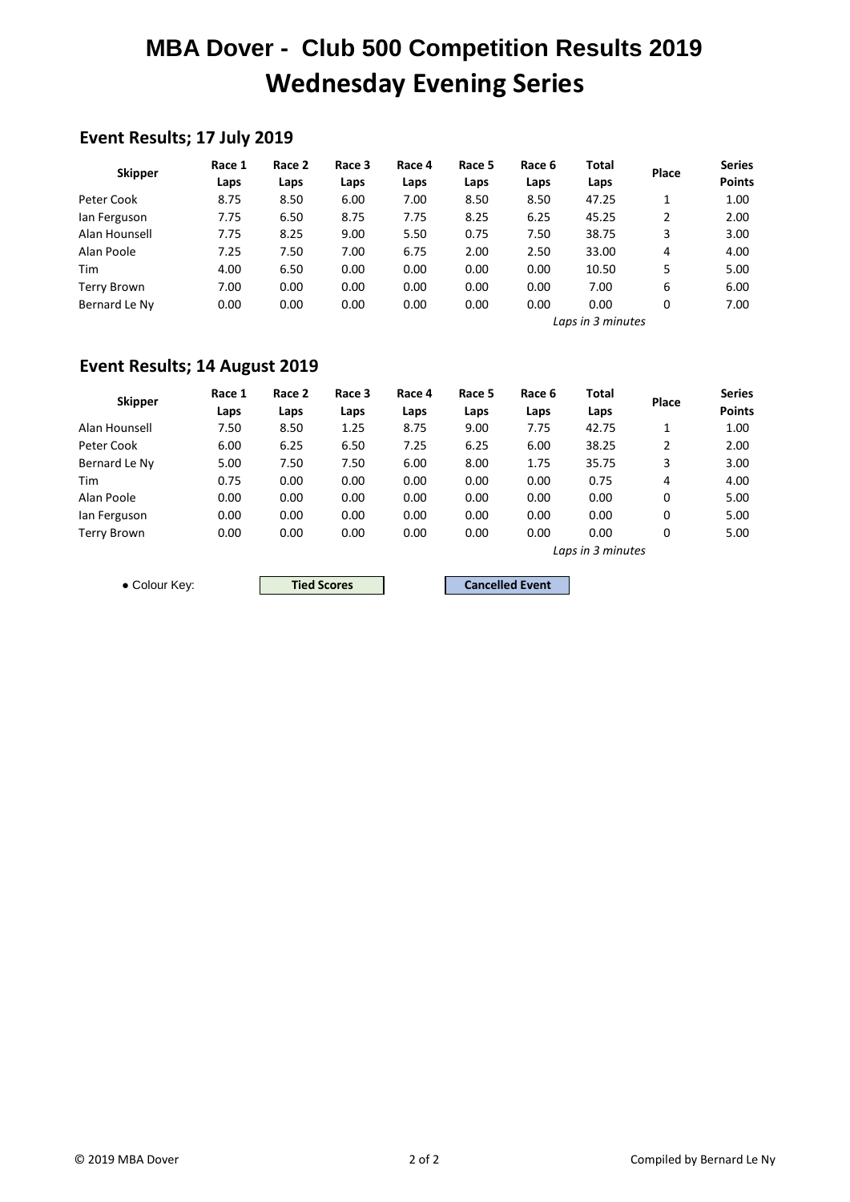# MBA Dover - Club 500 Competition Results 2019
# Wednesday Evening Series

## Event Results; 17 July 2019

| Skipper | Race 1 Laps | Race 2 Laps | Race 3 Laps | Race 4 Laps | Race 5 Laps | Race 6 Laps | Total Laps | Place | Series Points |
|---|---|---|---|---|---|---|---|---|---|
| Peter Cook | 8.75 | 8.50 | 6.00 | 7.00 | 8.50 | 8.50 | 47.25 | 1 | 1.00 |
| Ian Ferguson | 7.75 | 6.50 | 8.75 | 7.75 | 8.25 | 6.25 | 45.25 | 2 | 2.00 |
| Alan Hounsell | 7.75 | 8.25 | 9.00 | 5.50 | 0.75 | 7.50 | 38.75 | 3 | 3.00 |
| Alan Poole | 7.25 | 7.50 | 7.00 | 6.75 | 2.00 | 2.50 | 33.00 | 4 | 4.00 |
| Tim | 4.00 | 6.50 | 0.00 | 0.00 | 0.00 | 0.00 | 10.50 | 5 | 5.00 |
| Terry Brown | 7.00 | 0.00 | 0.00 | 0.00 | 0.00 | 0.00 | 7.00 | 6 | 6.00 |
| Bernard Le Ny | 0.00 | 0.00 | 0.00 | 0.00 | 0.00 | 0.00 | 0.00 | 0 | 7.00 |

*Laps in 3 minutes*

## Event Results; 14 August 2019

| Skipper | Race 1 Laps | Race 2 Laps | Race 3 Laps | Race 4 Laps | Race 5 Laps | Race 6 Laps | Total Laps | Place | Series Points |
|---|---|---|---|---|---|---|---|---|---|
| Alan Hounsell | 7.50 | 8.50 | 1.25 | 8.75 | 9.00 | 7.75 | 42.75 | 1 | 1.00 |
| Peter Cook | 6.00 | 6.25 | 6.50 | 7.25 | 6.25 | 6.00 | 38.25 | 2 | 2.00 |
| Bernard Le Ny | 5.00 | 7.50 | 7.50 | 6.00 | 8.00 | 1.75 | 35.75 | 3 | 3.00 |
| Tim | 0.75 | 0.00 | 0.00 | 0.00 | 0.00 | 0.00 | 0.75 | 4 | 4.00 |
| Alan Poole | 0.00 | 0.00 | 0.00 | 0.00 | 0.00 | 0.00 | 0.00 | 0 | 5.00 |
| Ian Ferguson | 0.00 | 0.00 | 0.00 | 0.00 | 0.00 | 0.00 | 0.00 | 0 | 5.00 |
| Terry Brown | 0.00 | 0.00 | 0.00 | 0.00 | 0.00 | 0.00 | 0.00 | 0 | 5.00 |

*Laps in 3 minutes*

• Colour Key: **Tied Scores** **Cancelled Event**

© 2019 MBA Dover

Compiled by Bernard Le Ny